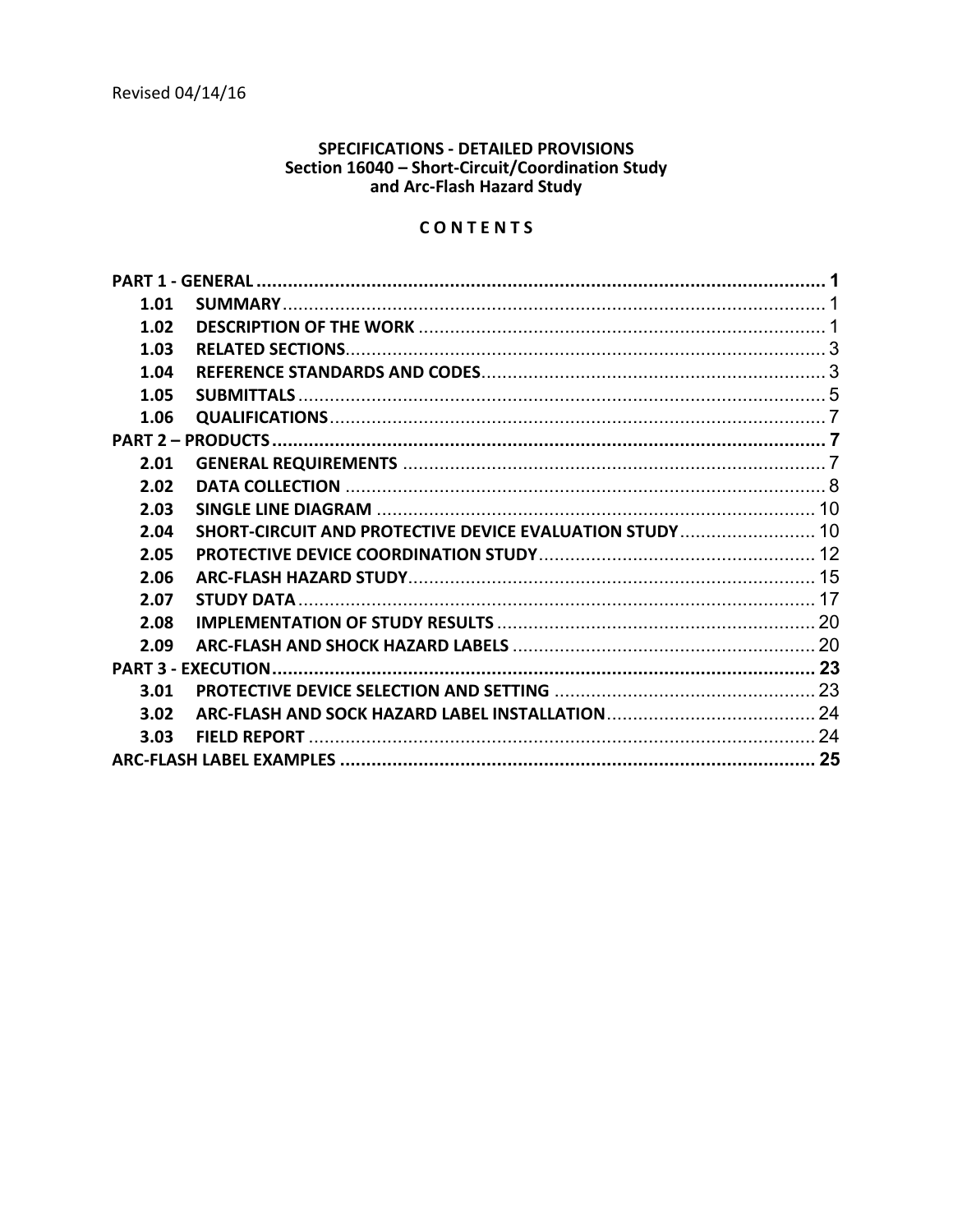Revised 04/14/16

**SPECIFICATIONS - DETAILED PROVISIONS**
**Section 16040 – Short-Circuit/Coordination Study and Arc-Flash Hazard Study**

**C O N T E N T S**

| Section | Title | Page |
|---|---|---|
| **PART 1 - GENERAL** | | **1** |
| **1.01** | **SUMMARY** | 1 |
| **1.02** | **DESCRIPTION OF THE WORK** | 1 |
| **1.03** | **RELATED SECTIONS** | 3 |
| **1.04** | **REFERENCE STANDARDS AND CODES** | 3 |
| **1.05** | **SUBMITTALS** | 5 |
| **1.06** | **QUALIFICATIONS** | 7 |
| **PART 2 – PRODUCTS** | | **7** |
| **2.01** | **GENERAL REQUIREMENTS** | 7 |
| **2.02** | **DATA COLLECTION** | 8 |
| **2.03** | **SINGLE LINE DIAGRAM** | 10 |
| **2.04** | **SHORT-CIRCUIT AND PROTECTIVE DEVICE EVALUATION STUDY** | 10 |
| **2.05** | **PROTECTIVE DEVICE COORDINATION STUDY** | 12 |
| **2.06** | **ARC-FLASH HAZARD STUDY** | 15 |
| **2.07** | **STUDY DATA** | 17 |
| **2.08** | **IMPLEMENTATION OF STUDY RESULTS** | 20 |
| **2.09** | **ARC-FLASH AND SHOCK HAZARD LABELS** | 20 |
| **PART 3 - EXECUTION** | | **23** |
| **3.01** | **PROTECTIVE DEVICE SELECTION AND SETTING** | 23 |
| **3.02** | **ARC-FLASH AND SOCK HAZARD LABEL INSTALLATION** | 24 |
| **3.03** | **FIELD REPORT** | 24 |
| **ARC-FLASH LABEL EXAMPLES** | | **25** |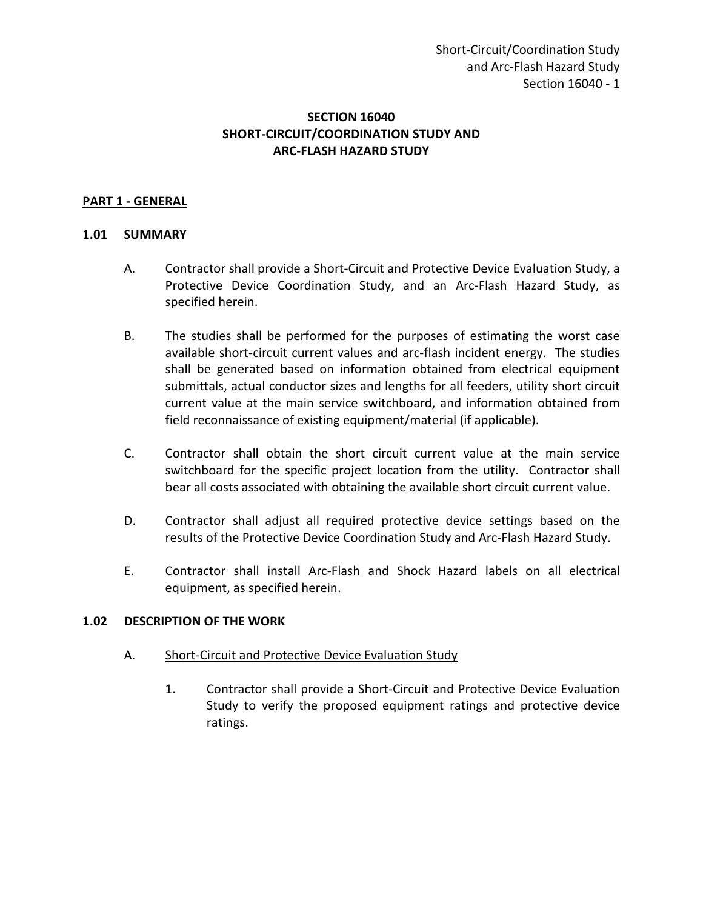# SECTION 16040
# SHORT-CIRCUIT/COORDINATION STUDY AND ARC-FLASH HAZARD STUDY

## PART 1 - GENERAL

### 1.01 SUMMARY

A. Contractor shall provide a Short-Circuit and Protective Device Evaluation Study, a Protective Device Coordination Study, and an Arc-Flash Hazard Study, as specified herein.

B. The studies shall be performed for the purposes of estimating the worst case available short-circuit current values and arc-flash incident energy. The studies shall be generated based on information obtained from electrical equipment submittals, actual conductor sizes and lengths for all feeders, utility short circuit current value at the main service switchboard, and information obtained from field reconnaissance of existing equipment/material (if applicable).

C. Contractor shall obtain the short circuit current value at the main service switchboard for the specific project location from the utility. Contractor shall bear all costs associated with obtaining the available short circuit current value.

D. Contractor shall adjust all required protective device settings based on the results of the Protective Device Coordination Study and Arc-Flash Hazard Study.

E. Contractor shall install Arc-Flash and Shock Hazard labels on all electrical equipment, as specified herein.

### 1.02 DESCRIPTION OF THE WORK

A. <u>Short-Circuit and Protective Device Evaluation Study</u>

1. Contractor shall provide a Short-Circuit and Protective Device Evaluation Study to verify the proposed equipment ratings and protective device ratings.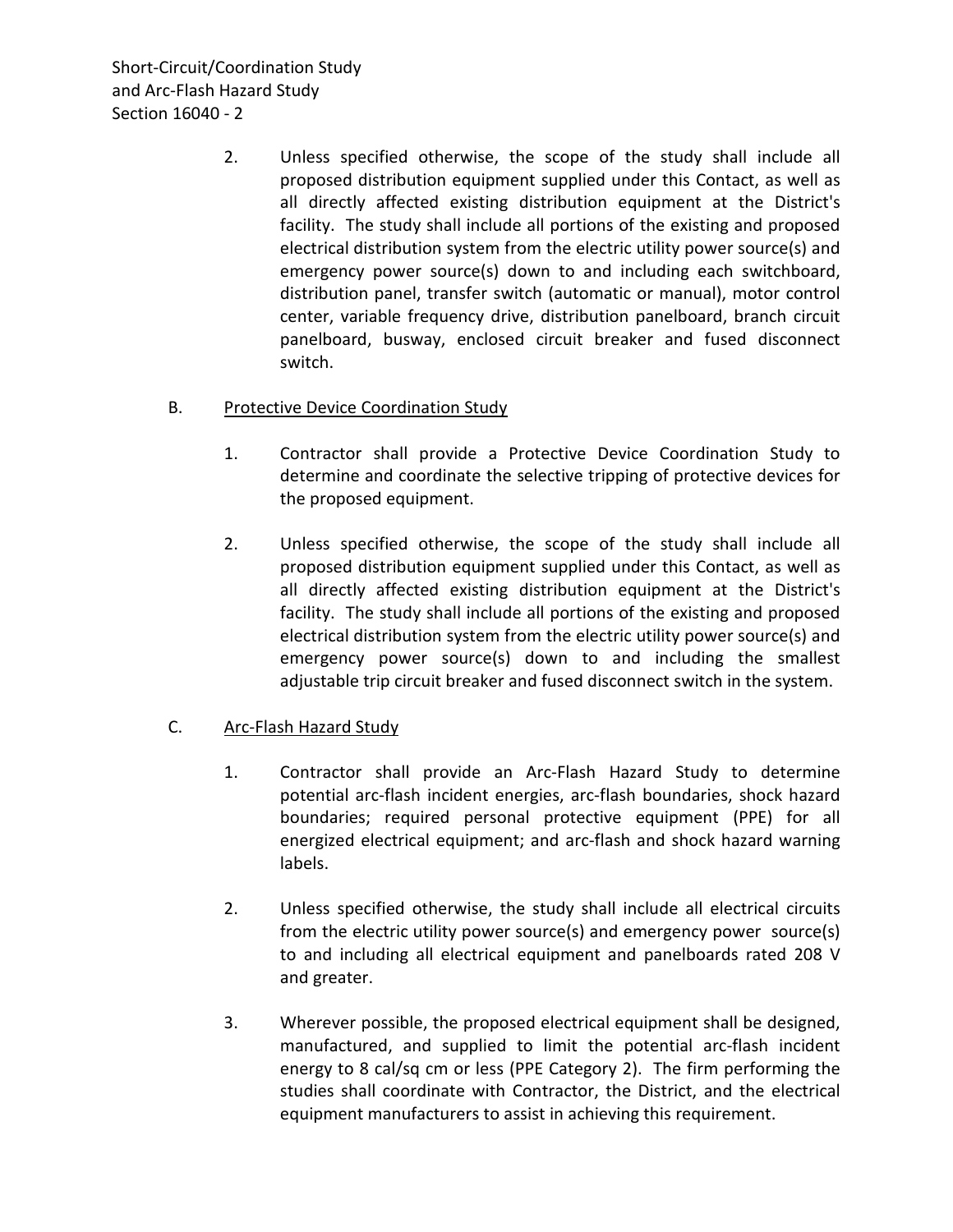2. Unless specified otherwise, the scope of the study shall include all proposed distribution equipment supplied under this Contact, as well as all directly affected existing distribution equipment at the District's facility. The study shall include all portions of the existing and proposed electrical distribution system from the electric utility power source(s) and emergency power source(s) down to and including each switchboard, distribution panel, transfer switch (automatic or manual), motor control center, variable frequency drive, distribution panelboard, branch circuit panelboard, busway, enclosed circuit breaker and fused disconnect switch.

B. Protective Device Coordination Study

1. Contractor shall provide a Protective Device Coordination Study to determine and coordinate the selective tripping of protective devices for the proposed equipment.

2. Unless specified otherwise, the scope of the study shall include all proposed distribution equipment supplied under this Contact, as well as all directly affected existing distribution equipment at the District's facility. The study shall include all portions of the existing and proposed electrical distribution system from the electric utility power source(s) and emergency power source(s) down to and including the smallest adjustable trip circuit breaker and fused disconnect switch in the system.

C. Arc-Flash Hazard Study

1. Contractor shall provide an Arc-Flash Hazard Study to determine potential arc-flash incident energies, arc-flash boundaries, shock hazard boundaries; required personal protective equipment (PPE) for all energized electrical equipment; and arc-flash and shock hazard warning labels.

2. Unless specified otherwise, the study shall include all electrical circuits from the electric utility power source(s) and emergency power source(s) to and including all electrical equipment and panelboards rated 208 V and greater.

3. Wherever possible, the proposed electrical equipment shall be designed, manufactured, and supplied to limit the potential arc-flash incident energy to 8 cal/sq cm or less (PPE Category 2). The firm performing the studies shall coordinate with Contractor, the District, and the electrical equipment manufacturers to assist in achieving this requirement.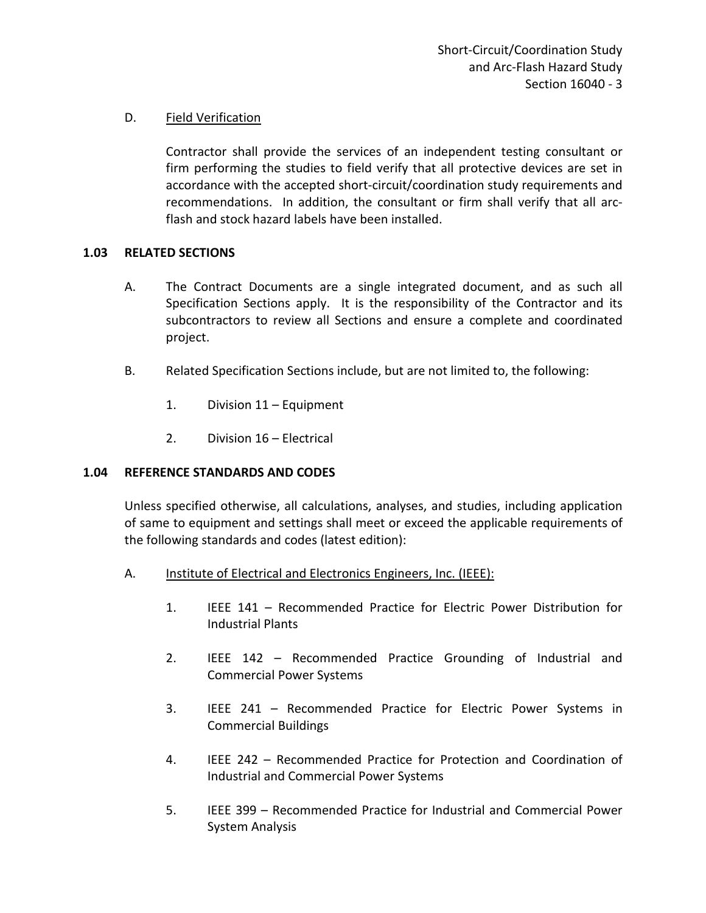D. Field Verification

Contractor shall provide the services of an independent testing consultant or firm performing the studies to field verify that all protective devices are set in accordance with the accepted short-circuit/coordination study requirements and recommendations. In addition, the consultant or firm shall verify that all arc-flash and stock hazard labels have been installed.

## 1.03 RELATED SECTIONS

A. The Contract Documents are a single integrated document, and as such all Specification Sections apply. It is the responsibility of the Contractor and its subcontractors to review all Sections and ensure a complete and coordinated project.

B. Related Specification Sections include, but are not limited to, the following:

1. Division 11 – Equipment
2. Division 16 – Electrical

## 1.04 REFERENCE STANDARDS AND CODES

Unless specified otherwise, all calculations, analyses, and studies, including application of same to equipment and settings shall meet or exceed the applicable requirements of the following standards and codes (latest edition):

A. Institute of Electrical and Electronics Engineers, Inc. (IEEE):

1. IEEE 141 – Recommended Practice for Electric Power Distribution for Industrial Plants
2. IEEE 142 – Recommended Practice Grounding of Industrial and Commercial Power Systems
3. IEEE 241 – Recommended Practice for Electric Power Systems in Commercial Buildings
4. IEEE 242 – Recommended Practice for Protection and Coordination of Industrial and Commercial Power Systems
5. IEEE 399 – Recommended Practice for Industrial and Commercial Power System Analysis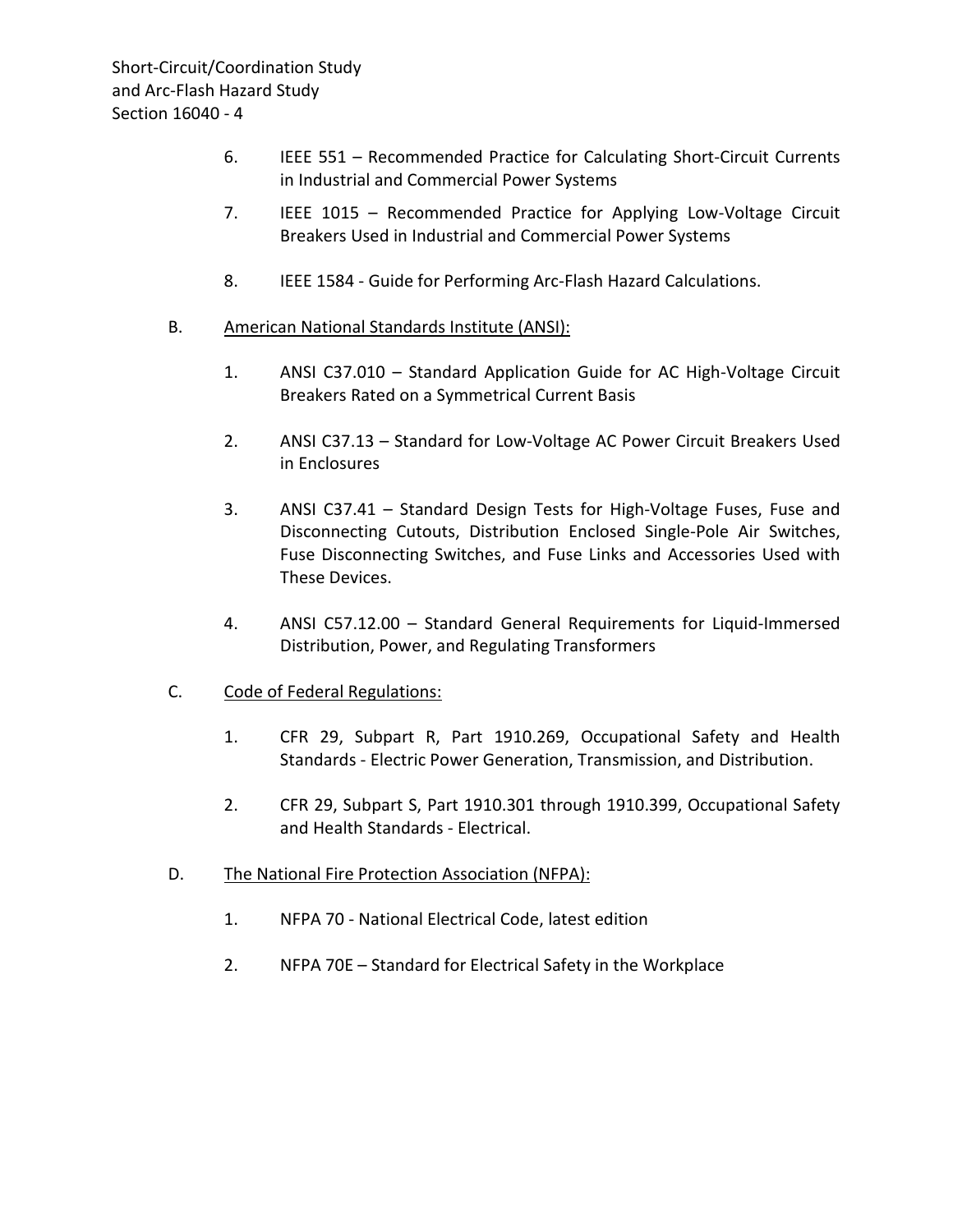6. IEEE 551 – Recommended Practice for Calculating Short-Circuit Currents in Industrial and Commercial Power Systems

7. IEEE 1015 – Recommended Practice for Applying Low-Voltage Circuit Breakers Used in Industrial and Commercial Power Systems

8. IEEE 1584 - Guide for Performing Arc-Flash Hazard Calculations.

B. <u>American National Standards Institute (ANSI):</u>

1. ANSI C37.010 – Standard Application Guide for AC High-Voltage Circuit Breakers Rated on a Symmetrical Current Basis

2. ANSI C37.13 – Standard for Low-Voltage AC Power Circuit Breakers Used in Enclosures

3. ANSI C37.41 – Standard Design Tests for High-Voltage Fuses, Fuse and Disconnecting Cutouts, Distribution Enclosed Single-Pole Air Switches, Fuse Disconnecting Switches, and Fuse Links and Accessories Used with These Devices.

4. ANSI C57.12.00 – Standard General Requirements for Liquid-Immersed Distribution, Power, and Regulating Transformers

C. <u>Code of Federal Regulations:</u>

1. CFR 29, Subpart R, Part 1910.269, Occupational Safety and Health Standards - Electric Power Generation, Transmission, and Distribution.

2. CFR 29, Subpart S, Part 1910.301 through 1910.399, Occupational Safety and Health Standards - Electrical.

D. <u>The National Fire Protection Association (NFPA):</u>

1. NFPA 70 - National Electrical Code, latest edition

2. NFPA 70E – Standard for Electrical Safety in the Workplace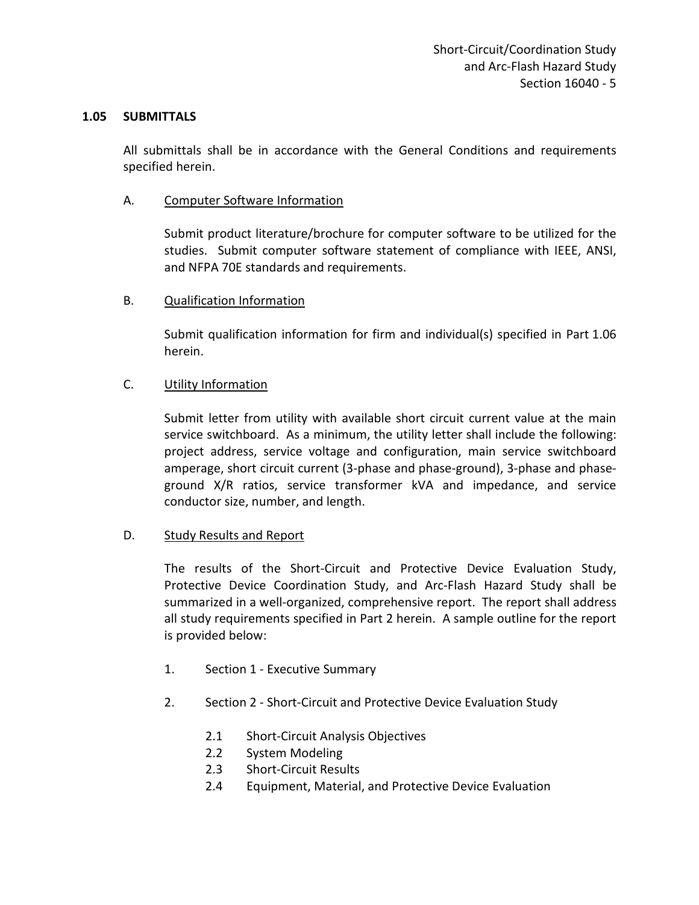## 1.05 SUBMITTALS

All submittals shall be in accordance with the General Conditions and requirements specified herein.

A. Computer Software Information

Submit product literature/brochure for computer software to be utilized for the studies. Submit computer software statement of compliance with IEEE, ANSI, and NFPA 70E standards and requirements.

B. Qualification Information

Submit qualification information for firm and individual(s) specified in Part 1.06 herein.

C. Utility Information

Submit letter from utility with available short circuit current value at the main service switchboard. As a minimum, the utility letter shall include the following: project address, service voltage and configuration, main service switchboard amperage, short circuit current (3-phase and phase-ground), 3-phase and phase-ground X/R ratios, service transformer kVA and impedance, and service conductor size, number, and length.

D. Study Results and Report

The results of the Short-Circuit and Protective Device Evaluation Study, Protective Device Coordination Study, and Arc-Flash Hazard Study shall be summarized in a well-organized, comprehensive report. The report shall address all study requirements specified in Part 2 herein. A sample outline for the report is provided below:

1. Section 1 - Executive Summary

2. Section 2 - Short-Circuit and Protective Device Evaluation Study

   2.1 Short-Circuit Analysis Objectives
   2.2 System Modeling
   2.3 Short-Circuit Results
   2.4 Equipment, Material, and Protective Device Evaluation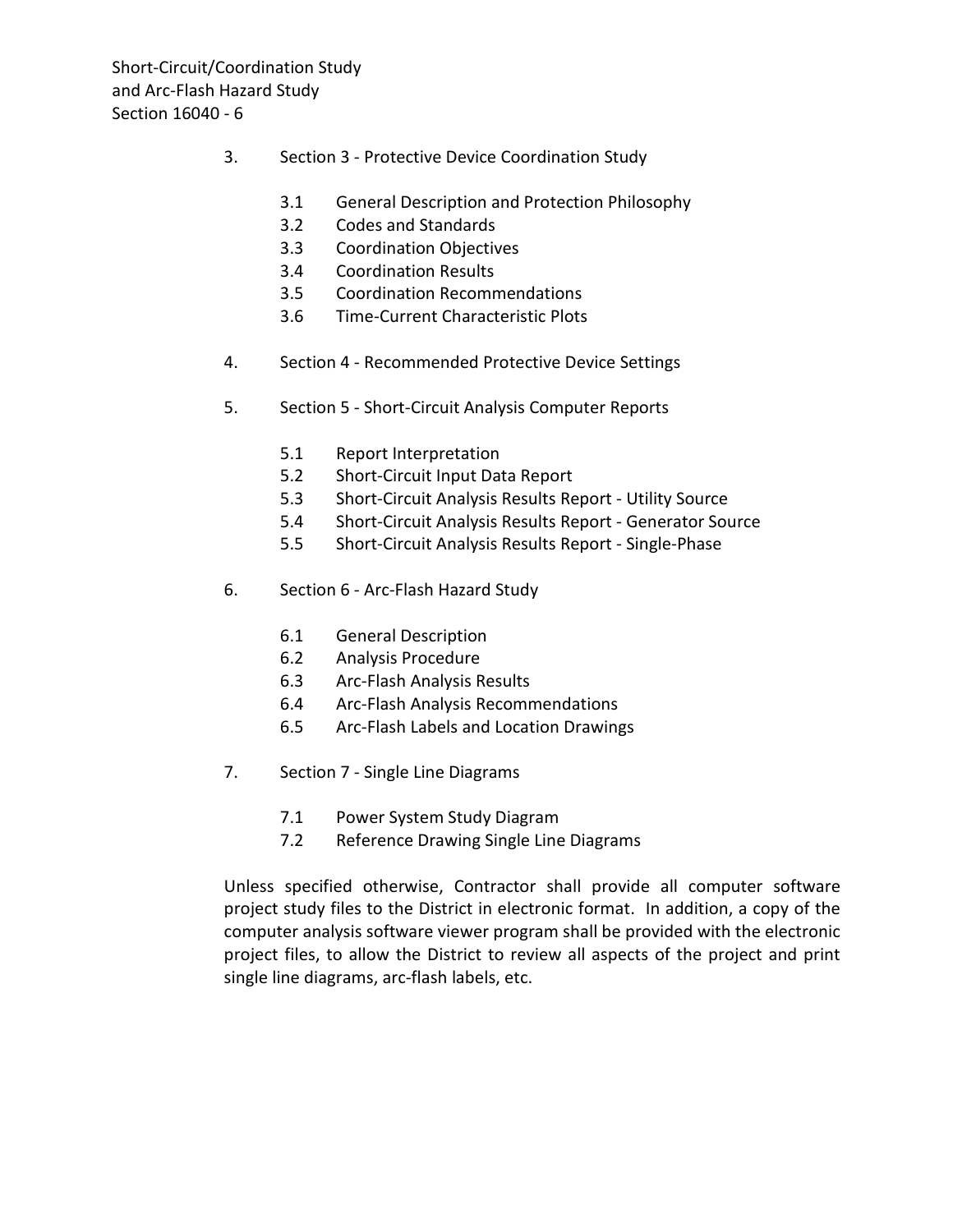3. Section 3 - Protective Device Coordination Study

    3.1 General Description and Protection Philosophy
    3.2 Codes and Standards
    3.3 Coordination Objectives
    3.4 Coordination Results
    3.5 Coordination Recommendations
    3.6 Time-Current Characteristic Plots

4. Section 4 - Recommended Protective Device Settings

5. Section 5 - Short-Circuit Analysis Computer Reports

    5.1 Report Interpretation
    5.2 Short-Circuit Input Data Report
    5.3 Short-Circuit Analysis Results Report - Utility Source
    5.4 Short-Circuit Analysis Results Report - Generator Source
    5.5 Short-Circuit Analysis Results Report - Single-Phase

6. Section 6 - Arc-Flash Hazard Study

    6.1 General Description
    6.2 Analysis Procedure
    6.3 Arc-Flash Analysis Results
    6.4 Arc-Flash Analysis Recommendations
    6.5 Arc-Flash Labels and Location Drawings

7. Section 7 - Single Line Diagrams

    7.1 Power System Study Diagram
    7.2 Reference Drawing Single Line Diagrams

Unless specified otherwise, Contractor shall provide all computer software project study files to the District in electronic format. In addition, a copy of the computer analysis software viewer program shall be provided with the electronic project files, to allow the District to review all aspects of the project and print single line diagrams, arc-flash labels, etc.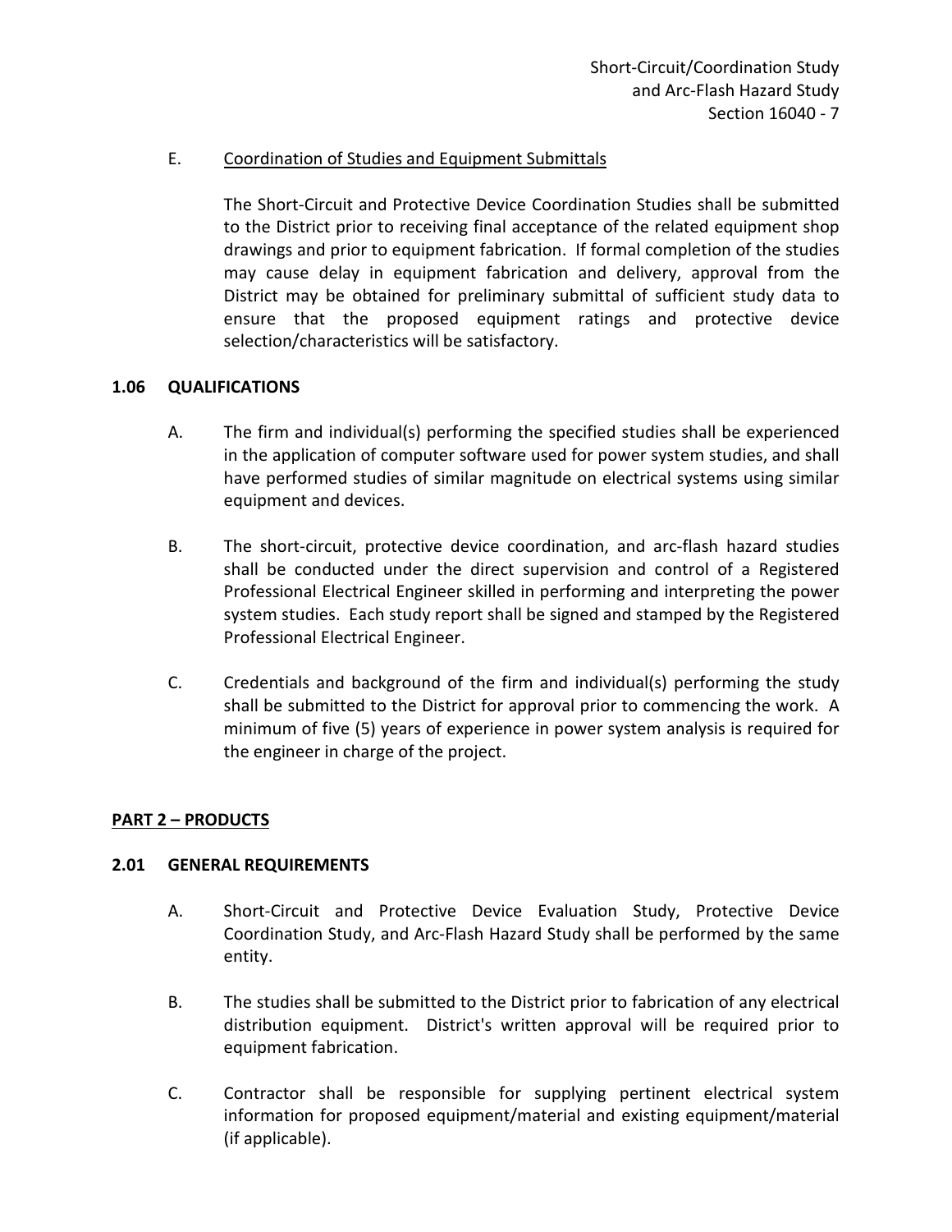E. Coordination of Studies and Equipment Submittals

The Short-Circuit and Protective Device Coordination Studies shall be submitted to the District prior to receiving final acceptance of the related equipment shop drawings and prior to equipment fabrication. If formal completion of the studies may cause delay in equipment fabrication and delivery, approval from the District may be obtained for preliminary submittal of sufficient study data to ensure that the proposed equipment ratings and protective device selection/characteristics will be satisfactory.

### 1.06 QUALIFICATIONS

A. The firm and individual(s) performing the specified studies shall be experienced in the application of computer software used for power system studies, and shall have performed studies of similar magnitude on electrical systems using similar equipment and devices.

B. The short-circuit, protective device coordination, and arc-flash hazard studies shall be conducted under the direct supervision and control of a Registered Professional Electrical Engineer skilled in performing and interpreting the power system studies. Each study report shall be signed and stamped by the Registered Professional Electrical Engineer.

C. Credentials and background of the firm and individual(s) performing the study shall be submitted to the District for approval prior to commencing the work. A minimum of five (5) years of experience in power system analysis is required for the engineer in charge of the project.

## PART 2 – PRODUCTS

### 2.01 GENERAL REQUIREMENTS

A. Short-Circuit and Protective Device Evaluation Study, Protective Device Coordination Study, and Arc-Flash Hazard Study shall be performed by the same entity.

B. The studies shall be submitted to the District prior to fabrication of any electrical distribution equipment. District's written approval will be required prior to equipment fabrication.

C. Contractor shall be responsible for supplying pertinent electrical system information for proposed equipment/material and existing equipment/material (if applicable).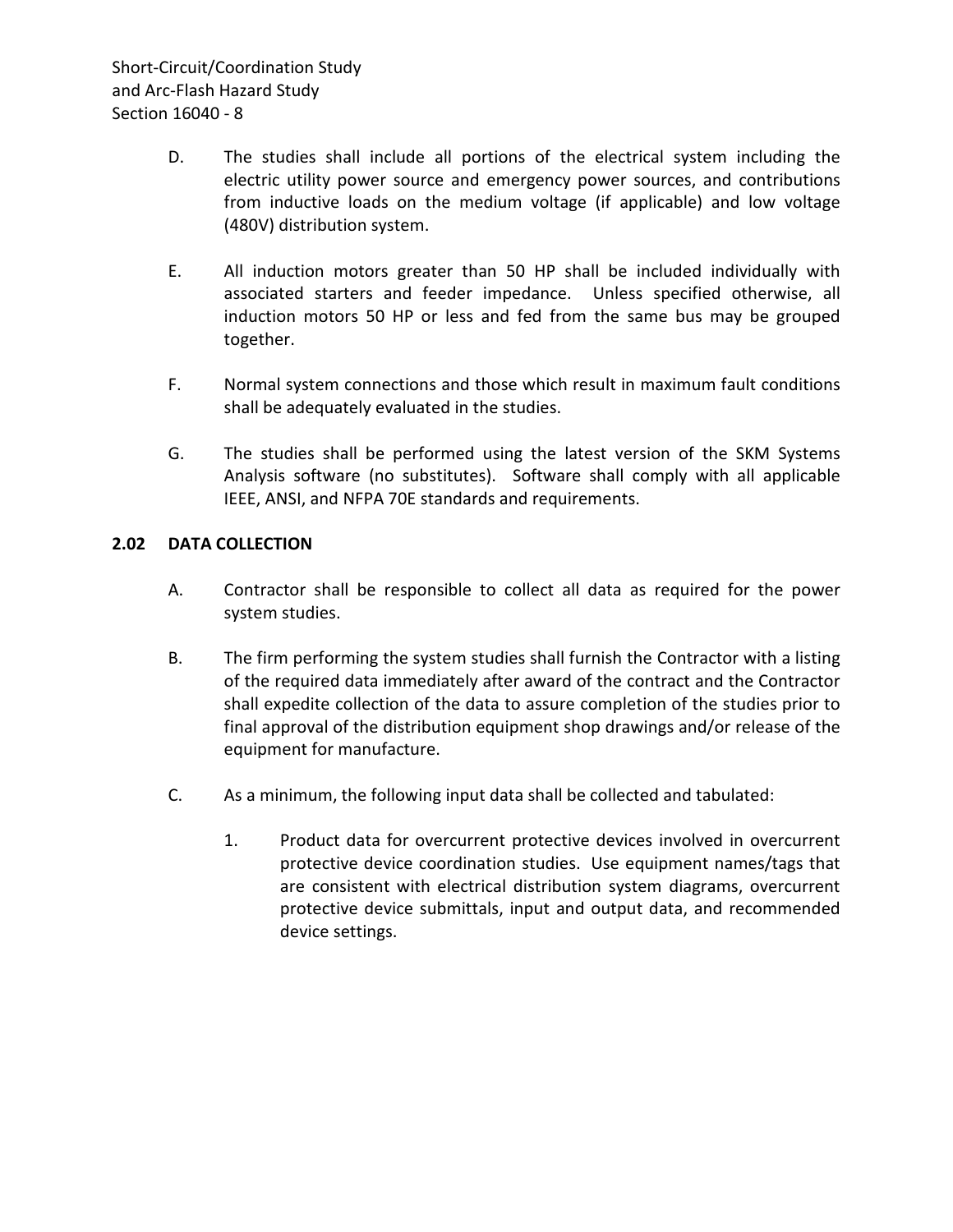D. The studies shall include all portions of the electrical system including the electric utility power source and emergency power sources, and contributions from inductive loads on the medium voltage (if applicable) and low voltage (480V) distribution system.

E. All induction motors greater than 50 HP shall be included individually with associated starters and feeder impedance. Unless specified otherwise, all induction motors 50 HP or less and fed from the same bus may be grouped together.

F. Normal system connections and those which result in maximum fault conditions shall be adequately evaluated in the studies.

G. The studies shall be performed using the latest version of the SKM Systems Analysis software (no substitutes). Software shall comply with all applicable IEEE, ANSI, and NFPA 70E standards and requirements.

## 2.02 DATA COLLECTION

A. Contractor shall be responsible to collect all data as required for the power system studies.

B. The firm performing the system studies shall furnish the Contractor with a listing of the required data immediately after award of the contract and the Contractor shall expedite collection of the data to assure completion of the studies prior to final approval of the distribution equipment shop drawings and/or release of the equipment for manufacture.

C. As a minimum, the following input data shall be collected and tabulated:

1. Product data for overcurrent protective devices involved in overcurrent protective device coordination studies. Use equipment names/tags that are consistent with electrical distribution system diagrams, overcurrent protective device submittals, input and output data, and recommended device settings.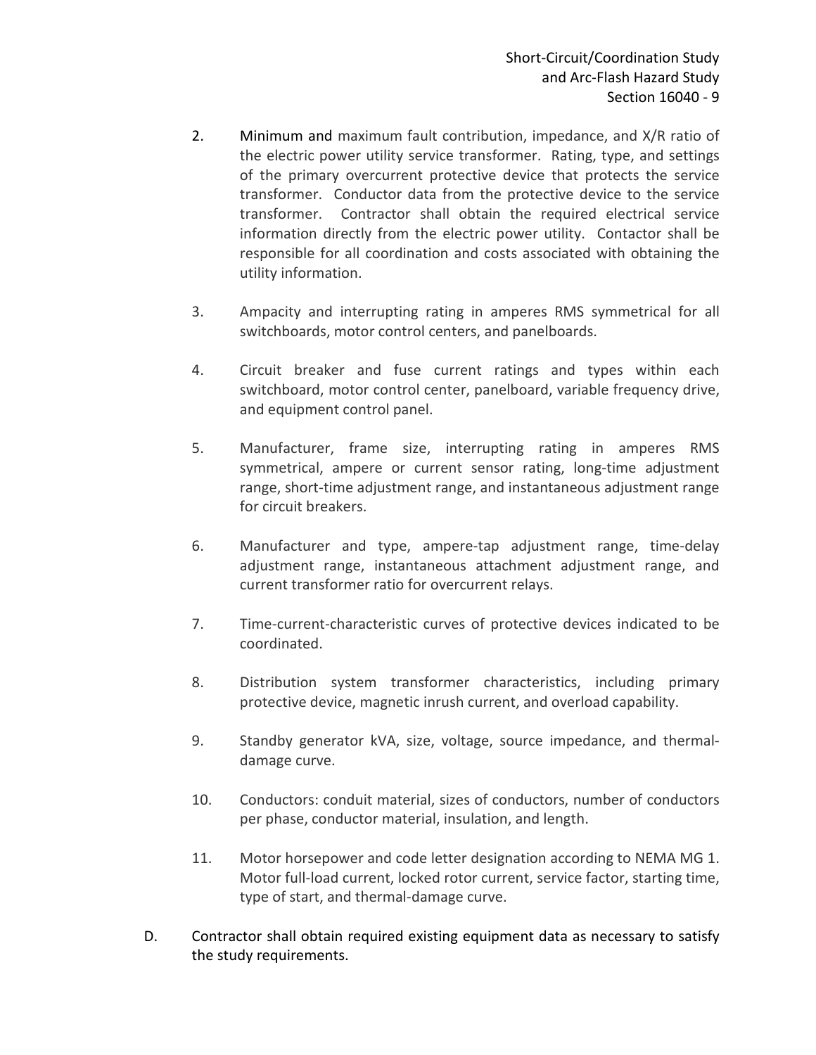2. Minimum and maximum fault contribution, impedance, and X/R ratio of the electric power utility service transformer. Rating, type, and settings of the primary overcurrent protective device that protects the service transformer. Conductor data from the protective device to the service transformer. Contractor shall obtain the required electrical service information directly from the electric power utility. Contactor shall be responsible for all coordination and costs associated with obtaining the utility information.

3. Ampacity and interrupting rating in amperes RMS symmetrical for all switchboards, motor control centers, and panelboards.

4. Circuit breaker and fuse current ratings and types within each switchboard, motor control center, panelboard, variable frequency drive, and equipment control panel.

5. Manufacturer, frame size, interrupting rating in amperes RMS symmetrical, ampere or current sensor rating, long-time adjustment range, short-time adjustment range, and instantaneous adjustment range for circuit breakers.

6. Manufacturer and type, ampere-tap adjustment range, time-delay adjustment range, instantaneous attachment adjustment range, and current transformer ratio for overcurrent relays.

7. Time-current-characteristic curves of protective devices indicated to be coordinated.

8. Distribution system transformer characteristics, including primary protective device, magnetic inrush current, and overload capability.

9. Standby generator kVA, size, voltage, source impedance, and thermal-damage curve.

10. Conductors: conduit material, sizes of conductors, number of conductors per phase, conductor material, insulation, and length.

11. Motor horsepower and code letter designation according to NEMA MG 1. Motor full-load current, locked rotor current, service factor, starting time, type of start, and thermal-damage curve.

D. Contractor shall obtain required existing equipment data as necessary to satisfy the study requirements.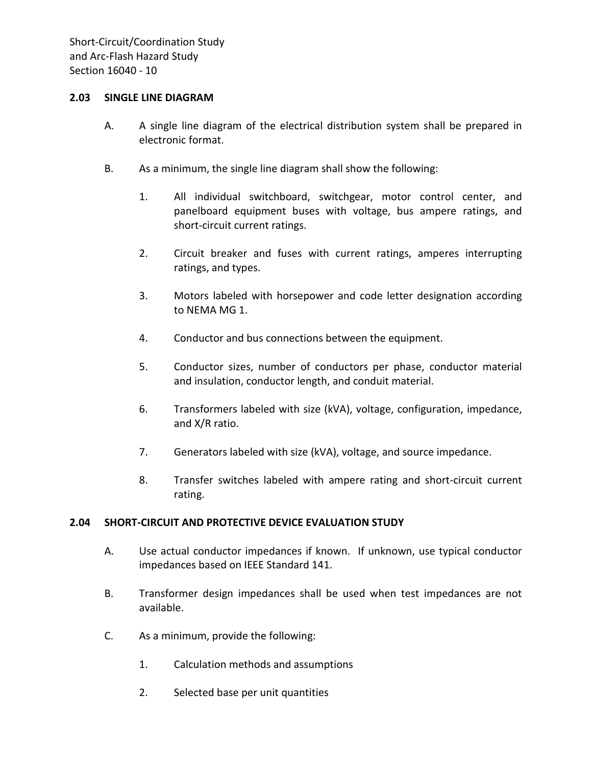### 2.03 SINGLE LINE DIAGRAM

A. A single line diagram of the electrical distribution system shall be prepared in electronic format.

B. As a minimum, the single line diagram shall show the following:

1. All individual switchboard, switchgear, motor control center, and panelboard equipment buses with voltage, bus ampere ratings, and short-circuit current ratings.
2. Circuit breaker and fuses with current ratings, amperes interrupting ratings, and types.
3. Motors labeled with horsepower and code letter designation according to NEMA MG 1.
4. Conductor and bus connections between the equipment.
5. Conductor sizes, number of conductors per phase, conductor material and insulation, conductor length, and conduit material.
6. Transformers labeled with size (kVA), voltage, configuration, impedance, and X/R ratio.
7. Generators labeled with size (kVA), voltage, and source impedance.
8. Transfer switches labeled with ampere rating and short-circuit current rating.

### 2.04 SHORT-CIRCUIT AND PROTECTIVE DEVICE EVALUATION STUDY

A. Use actual conductor impedances if known. If unknown, use typical conductor impedances based on IEEE Standard 141.

B. Transformer design impedances shall be used when test impedances are not available.

C. As a minimum, provide the following:

1. Calculation methods and assumptions
2. Selected base per unit quantities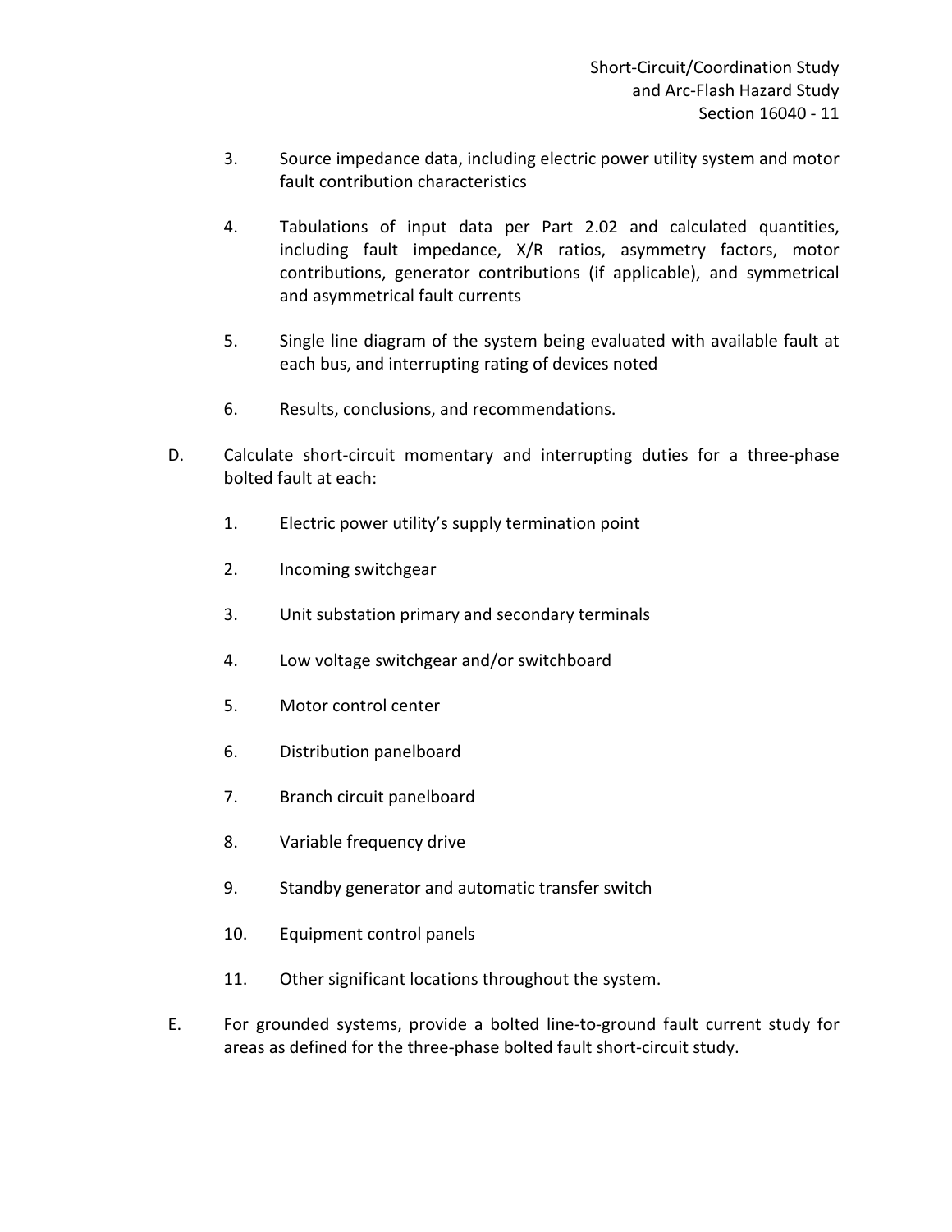3. Source impedance data, including electric power utility system and motor fault contribution characteristics

4. Tabulations of input data per Part 2.02 and calculated quantities, including fault impedance, X/R ratios, asymmetry factors, motor contributions, generator contributions (if applicable), and symmetrical and asymmetrical fault currents

5. Single line diagram of the system being evaluated with available fault at each bus, and interrupting rating of devices noted

6. Results, conclusions, and recommendations.

D. Calculate short-circuit momentary and interrupting duties for a three-phase bolted fault at each:

1. Electric power utility's supply termination point

2. Incoming switchgear

3. Unit substation primary and secondary terminals

4. Low voltage switchgear and/or switchboard

5. Motor control center

6. Distribution panelboard

7. Branch circuit panelboard

8. Variable frequency drive

9. Standby generator and automatic transfer switch

10. Equipment control panels

11. Other significant locations throughout the system.

E. For grounded systems, provide a bolted line-to-ground fault current study for areas as defined for the three-phase bolted fault short-circuit study.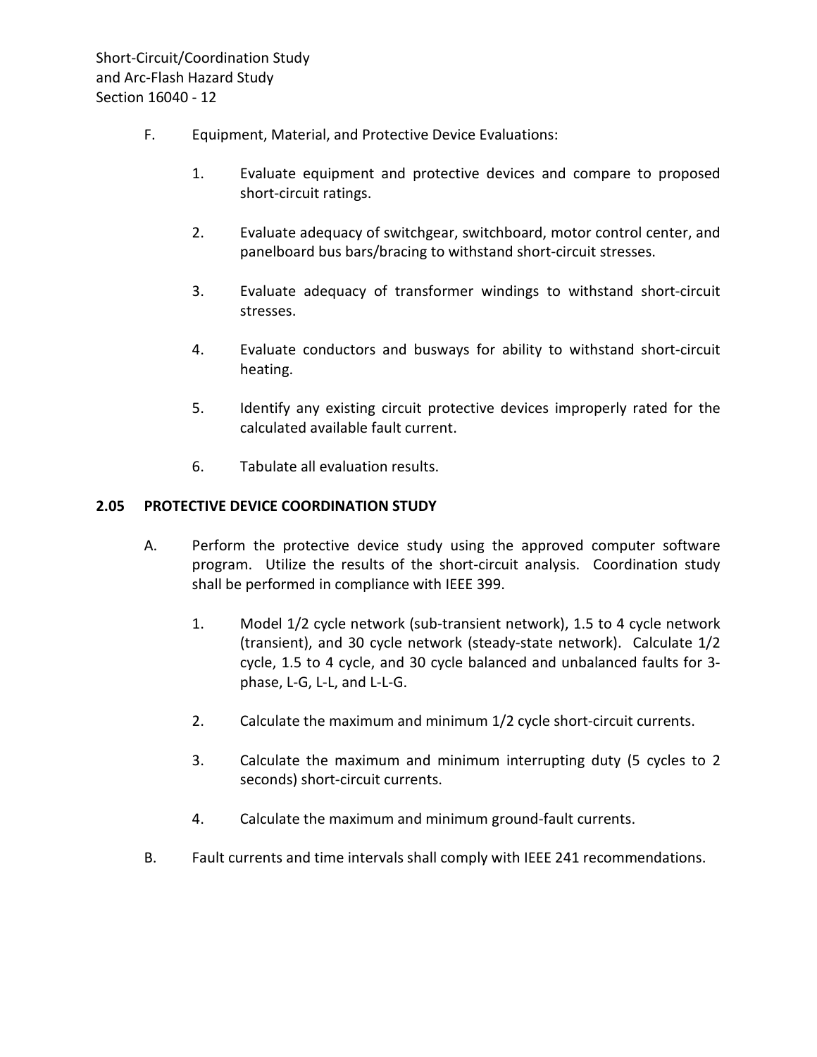F. Equipment, Material, and Protective Device Evaluations:

1. Evaluate equipment and protective devices and compare to proposed short-circuit ratings.

2. Evaluate adequacy of switchgear, switchboard, motor control center, and panelboard bus bars/bracing to withstand short-circuit stresses.

3. Evaluate adequacy of transformer windings to withstand short-circuit stresses.

4. Evaluate conductors and busways for ability to withstand short-circuit heating.

5. Identify any existing circuit protective devices improperly rated for the calculated available fault current.

6. Tabulate all evaluation results.

## 2.05 PROTECTIVE DEVICE COORDINATION STUDY

A. Perform the protective device study using the approved computer software program. Utilize the results of the short-circuit analysis. Coordination study shall be performed in compliance with IEEE 399.

1. Model 1/2 cycle network (sub-transient network), 1.5 to 4 cycle network (transient), and 30 cycle network (steady-state network). Calculate 1/2 cycle, 1.5 to 4 cycle, and 30 cycle balanced and unbalanced faults for 3-phase, L-G, L-L, and L-L-G.

2. Calculate the maximum and minimum 1/2 cycle short-circuit currents.

3. Calculate the maximum and minimum interrupting duty (5 cycles to 2 seconds) short-circuit currents.

4. Calculate the maximum and minimum ground-fault currents.

B. Fault currents and time intervals shall comply with IEEE 241 recommendations.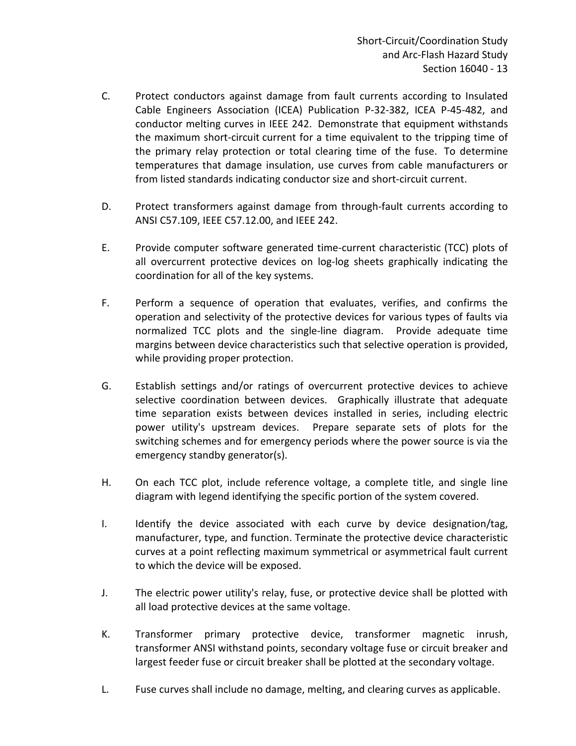C. Protect conductors against damage from fault currents according to Insulated Cable Engineers Association (ICEA) Publication P-32-382, ICEA P-45-482, and conductor melting curves in IEEE 242. Demonstrate that equipment withstands the maximum short-circuit current for a time equivalent to the tripping time of the primary relay protection or total clearing time of the fuse. To determine temperatures that damage insulation, use curves from cable manufacturers or from listed standards indicating conductor size and short-circuit current.

D. Protect transformers against damage from through-fault currents according to ANSI C57.109, IEEE C57.12.00, and IEEE 242.

E. Provide computer software generated time-current characteristic (TCC) plots of all overcurrent protective devices on log-log sheets graphically indicating the coordination for all of the key systems.

F. Perform a sequence of operation that evaluates, verifies, and confirms the operation and selectivity of the protective devices for various types of faults via normalized TCC plots and the single-line diagram. Provide adequate time margins between device characteristics such that selective operation is provided, while providing proper protection.

G. Establish settings and/or ratings of overcurrent protective devices to achieve selective coordination between devices. Graphically illustrate that adequate time separation exists between devices installed in series, including electric power utility's upstream devices. Prepare separate sets of plots for the switching schemes and for emergency periods where the power source is via the emergency standby generator(s).

H. On each TCC plot, include reference voltage, a complete title, and single line diagram with legend identifying the specific portion of the system covered.

I. Identify the device associated with each curve by device designation/tag, manufacturer, type, and function. Terminate the protective device characteristic curves at a point reflecting maximum symmetrical or asymmetrical fault current to which the device will be exposed.

J. The electric power utility's relay, fuse, or protective device shall be plotted with all load protective devices at the same voltage.

K. Transformer primary protective device, transformer magnetic inrush, transformer ANSI withstand points, secondary voltage fuse or circuit breaker and largest feeder fuse or circuit breaker shall be plotted at the secondary voltage.

L. Fuse curves shall include no damage, melting, and clearing curves as applicable.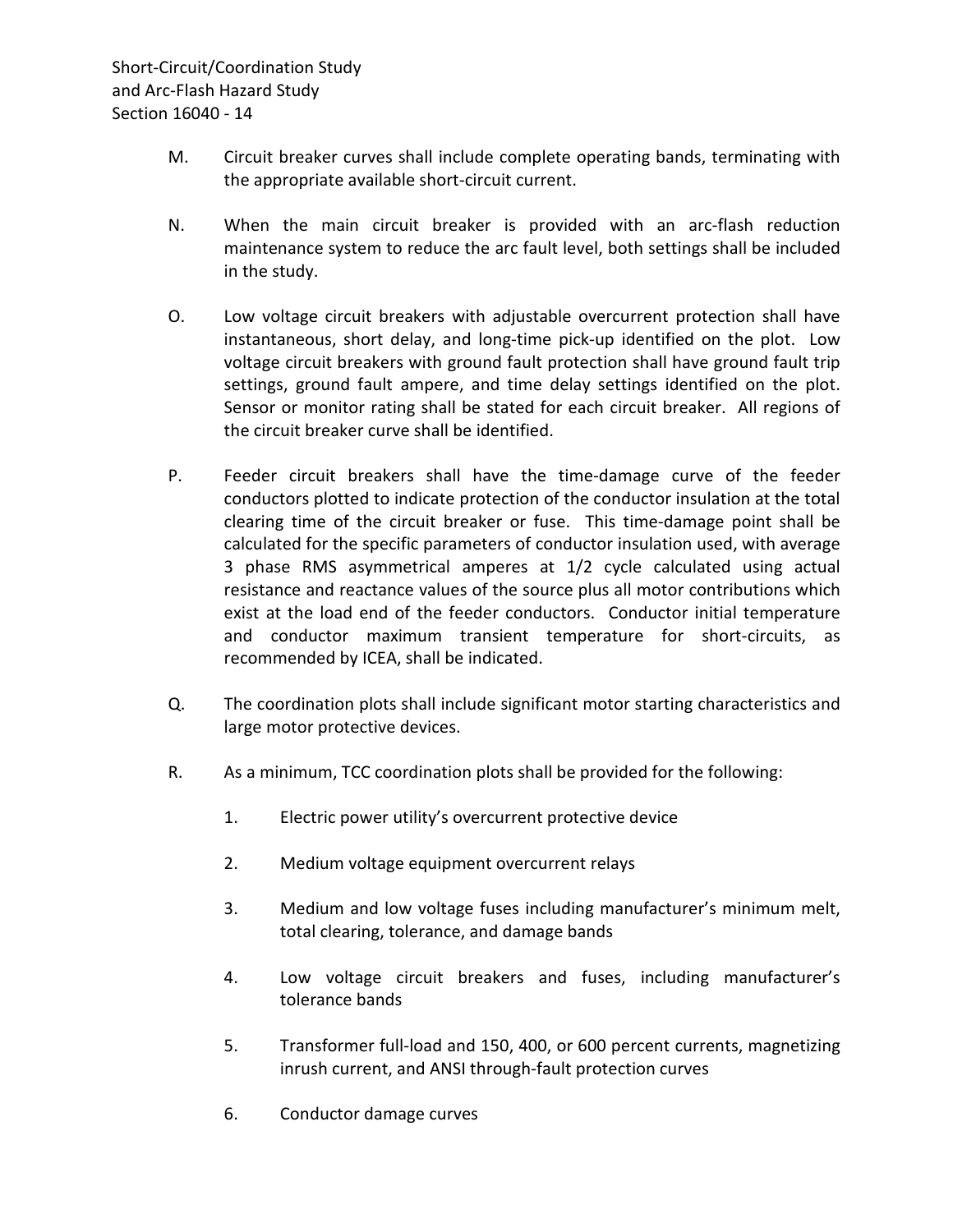M. Circuit breaker curves shall include complete operating bands, terminating with the appropriate available short-circuit current.

N. When the main circuit breaker is provided with an arc-flash reduction maintenance system to reduce the arc fault level, both settings shall be included in the study.

O. Low voltage circuit breakers with adjustable overcurrent protection shall have instantaneous, short delay, and long-time pick-up identified on the plot. Low voltage circuit breakers with ground fault protection shall have ground fault trip settings, ground fault ampere, and time delay settings identified on the plot. Sensor or monitor rating shall be stated for each circuit breaker. All regions of the circuit breaker curve shall be identified.

P. Feeder circuit breakers shall have the time-damage curve of the feeder conductors plotted to indicate protection of the conductor insulation at the total clearing time of the circuit breaker or fuse. This time-damage point shall be calculated for the specific parameters of conductor insulation used, with average 3 phase RMS asymmetrical amperes at 1/2 cycle calculated using actual resistance and reactance values of the source plus all motor contributions which exist at the load end of the feeder conductors. Conductor initial temperature and conductor maximum transient temperature for short-circuits, as recommended by ICEA, shall be indicated.

Q. The coordination plots shall include significant motor starting characteristics and large motor protective devices.

R. As a minimum, TCC coordination plots shall be provided for the following:

1. Electric power utility's overcurrent protective device

2. Medium voltage equipment overcurrent relays

3. Medium and low voltage fuses including manufacturer's minimum melt, total clearing, tolerance, and damage bands

4. Low voltage circuit breakers and fuses, including manufacturer's tolerance bands

5. Transformer full-load and 150, 400, or 600 percent currents, magnetizing inrush current, and ANSI through-fault protection curves

6. Conductor damage curves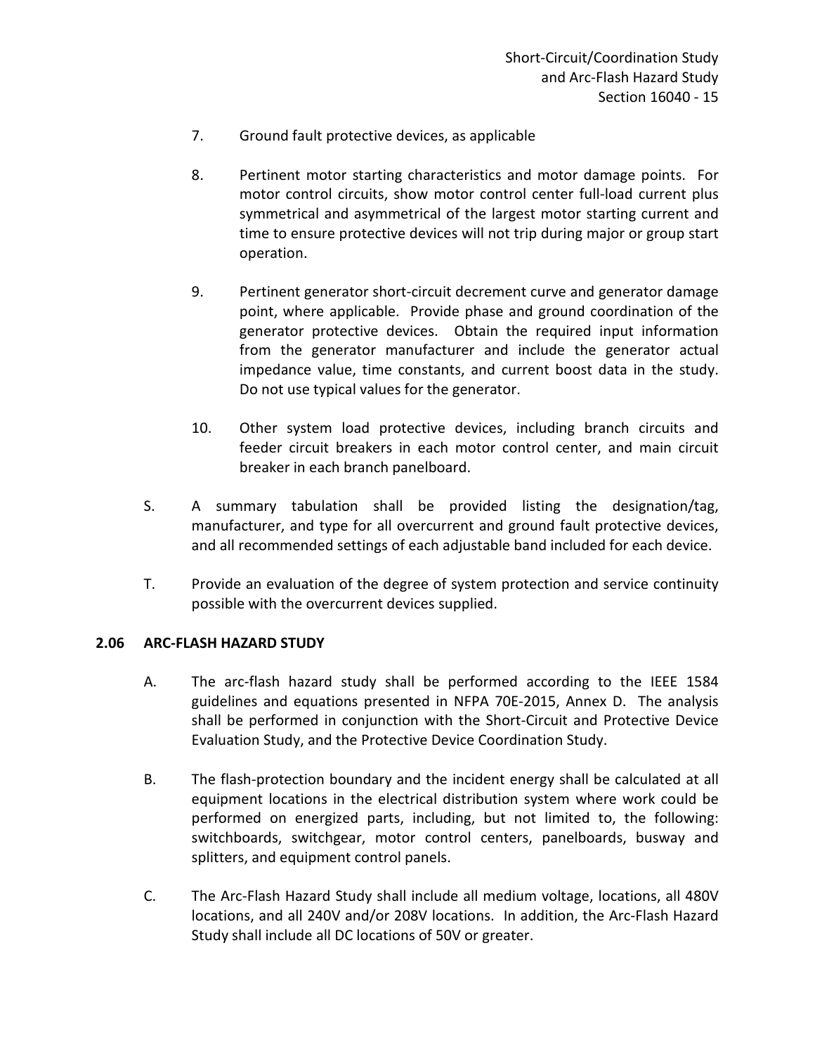7. Ground fault protective devices, as applicable

8. Pertinent motor starting characteristics and motor damage points. For motor control circuits, show motor control center full-load current plus symmetrical and asymmetrical of the largest motor starting current and time to ensure protective devices will not trip during major or group start operation.

9. Pertinent generator short-circuit decrement curve and generator damage point, where applicable. Provide phase and ground coordination of the generator protective devices. Obtain the required input information from the generator manufacturer and include the generator actual impedance value, time constants, and current boost data in the study. Do not use typical values for the generator.

10. Other system load protective devices, including branch circuits and feeder circuit breakers in each motor control center, and main circuit breaker in each branch panelboard.

S. A summary tabulation shall be provided listing the designation/tag, manufacturer, and type for all overcurrent and ground fault protective devices, and all recommended settings of each adjustable band included for each device.

T. Provide an evaluation of the degree of system protection and service continuity possible with the overcurrent devices supplied.

### 2.06 ARC-FLASH HAZARD STUDY

A. The arc-flash hazard study shall be performed according to the IEEE 1584 guidelines and equations presented in NFPA 70E-2015, Annex D. The analysis shall be performed in conjunction with the Short-Circuit and Protective Device Evaluation Study, and the Protective Device Coordination Study.

B. The flash-protection boundary and the incident energy shall be calculated at all equipment locations in the electrical distribution system where work could be performed on energized parts, including, but not limited to, the following: switchboards, switchgear, motor control centers, panelboards, busway and splitters, and equipment control panels.

C. The Arc-Flash Hazard Study shall include all medium voltage, locations, all 480V locations, and all 240V and/or 208V locations. In addition, the Arc-Flash Hazard Study shall include all DC locations of 50V or greater.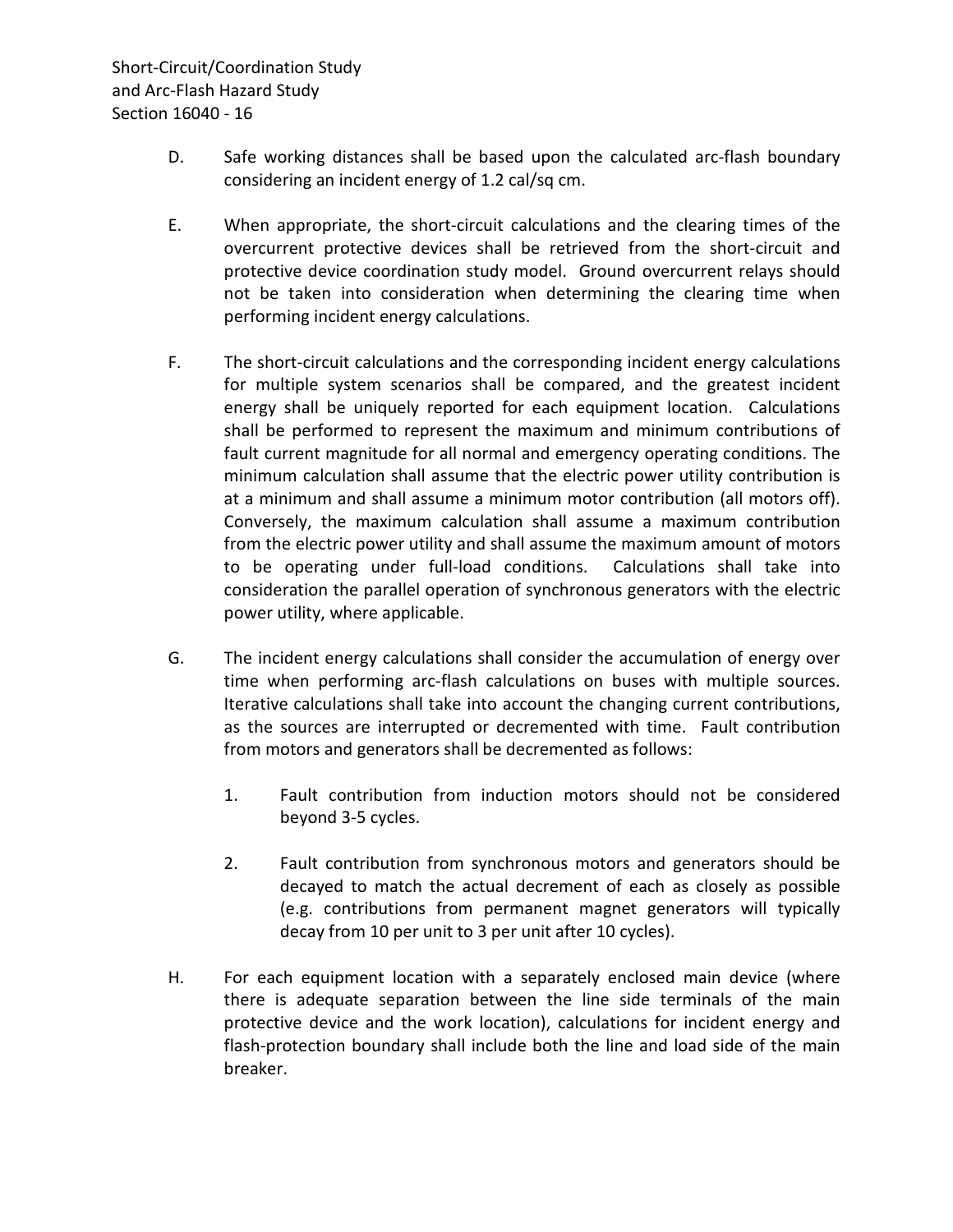D. Safe working distances shall be based upon the calculated arc-flash boundary considering an incident energy of 1.2 cal/sq cm.

E. When appropriate, the short-circuit calculations and the clearing times of the overcurrent protective devices shall be retrieved from the short-circuit and protective device coordination study model. Ground overcurrent relays should not be taken into consideration when determining the clearing time when performing incident energy calculations.

F. The short-circuit calculations and the corresponding incident energy calculations for multiple system scenarios shall be compared, and the greatest incident energy shall be uniquely reported for each equipment location. Calculations shall be performed to represent the maximum and minimum contributions of fault current magnitude for all normal and emergency operating conditions. The minimum calculation shall assume that the electric power utility contribution is at a minimum and shall assume a minimum motor contribution (all motors off). Conversely, the maximum calculation shall assume a maximum contribution from the electric power utility and shall assume the maximum amount of motors to be operating under full-load conditions. Calculations shall take into consideration the parallel operation of synchronous generators with the electric power utility, where applicable.

G. The incident energy calculations shall consider the accumulation of energy over time when performing arc-flash calculations on buses with multiple sources. Iterative calculations shall take into account the changing current contributions, as the sources are interrupted or decremented with time. Fault contribution from motors and generators shall be decremented as follows:

1. Fault contribution from induction motors should not be considered beyond 3-5 cycles.

2. Fault contribution from synchronous motors and generators should be decayed to match the actual decrement of each as closely as possible (e.g. contributions from permanent magnet generators will typically decay from 10 per unit to 3 per unit after 10 cycles).

H. For each equipment location with a separately enclosed main device (where there is adequate separation between the line side terminals of the main protective device and the work location), calculations for incident energy and flash-protection boundary shall include both the line and load side of the main breaker.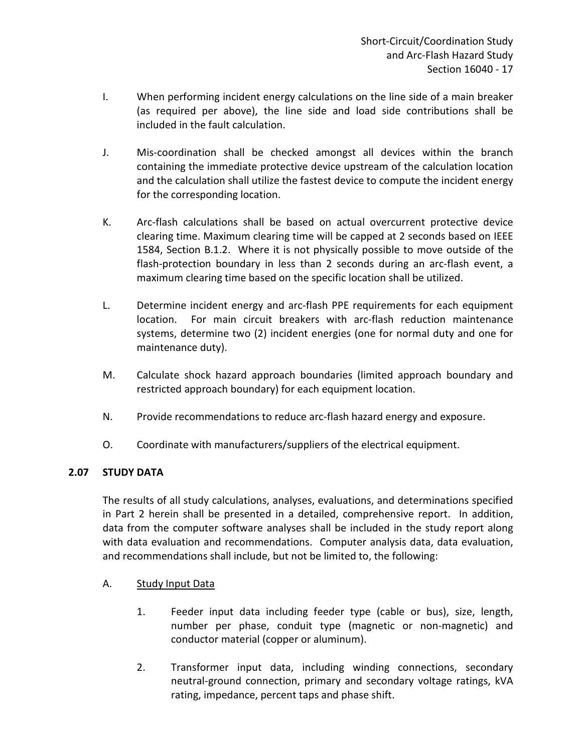I. When performing incident energy calculations on the line side of a main breaker (as required per above), the line side and load side contributions shall be included in the fault calculation.

J. Mis-coordination shall be checked amongst all devices within the branch containing the immediate protective device upstream of the calculation location and the calculation shall utilize the fastest device to compute the incident energy for the corresponding location.

K. Arc-flash calculations shall be based on actual overcurrent protective device clearing time. Maximum clearing time will be capped at 2 seconds based on IEEE 1584, Section B.1.2. Where it is not physically possible to move outside of the flash-protection boundary in less than 2 seconds during an arc-flash event, a maximum clearing time based on the specific location shall be utilized.

L. Determine incident energy and arc-flash PPE requirements for each equipment location. For main circuit breakers with arc-flash reduction maintenance systems, determine two (2) incident energies (one for normal duty and one for maintenance duty).

M. Calculate shock hazard approach boundaries (limited approach boundary and restricted approach boundary) for each equipment location.

N. Provide recommendations to reduce arc-flash hazard energy and exposure.

O. Coordinate with manufacturers/suppliers of the electrical equipment.

## 2.07 STUDY DATA

The results of all study calculations, analyses, evaluations, and determinations specified in Part 2 herein shall be presented in a detailed, comprehensive report. In addition, data from the computer software analyses shall be included in the study report along with data evaluation and recommendations. Computer analysis data, data evaluation, and recommendations shall include, but not be limited to, the following:

A. Study Input Data

1. Feeder input data including feeder type (cable or bus), size, length, number per phase, conduit type (magnetic or non-magnetic) and conductor material (copper or aluminum).

2. Transformer input data, including winding connections, secondary neutral-ground connection, primary and secondary voltage ratings, kVA rating, impedance, percent taps and phase shift.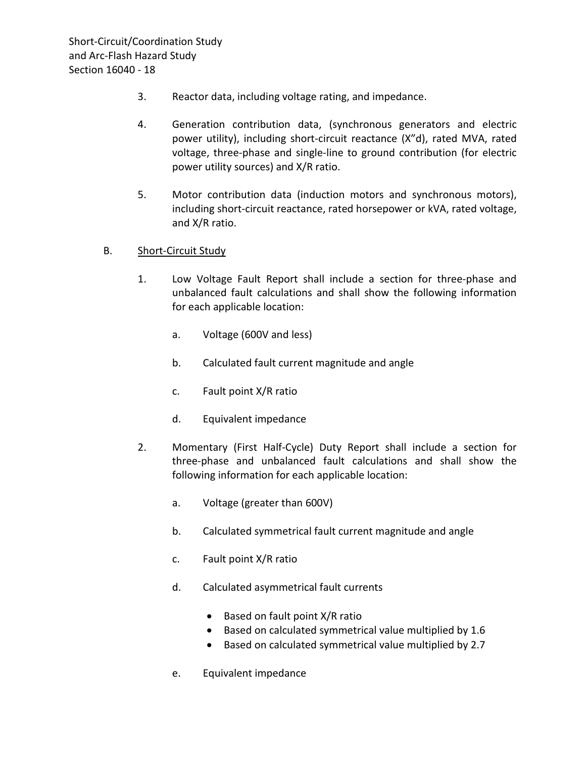3. Reactor data, including voltage rating, and impedance.

4. Generation contribution data, (synchronous generators and electric power utility), including short-circuit reactance (X"d), rated MVA, rated voltage, three-phase and single-line to ground contribution (for electric power utility sources) and X/R ratio.

5. Motor contribution data (induction motors and synchronous motors), including short-circuit reactance, rated horsepower or kVA, rated voltage, and X/R ratio.

B. Short-Circuit Study

1. Low Voltage Fault Report shall include a section for three-phase and unbalanced fault calculations and shall show the following information for each applicable location:

   a. Voltage (600V and less)

   b. Calculated fault current magnitude and angle

   c. Fault point X/R ratio

   d. Equivalent impedance

2. Momentary (First Half-Cycle) Duty Report shall include a section for three-phase and unbalanced fault calculations and shall show the following information for each applicable location:

   a. Voltage (greater than 600V)

   b. Calculated symmetrical fault current magnitude and angle

   c. Fault point X/R ratio

   d. Calculated asymmetrical fault currents

      - Based on fault point X/R ratio
      - Based on calculated symmetrical value multiplied by 1.6
      - Based on calculated symmetrical value multiplied by 2.7

   e. Equivalent impedance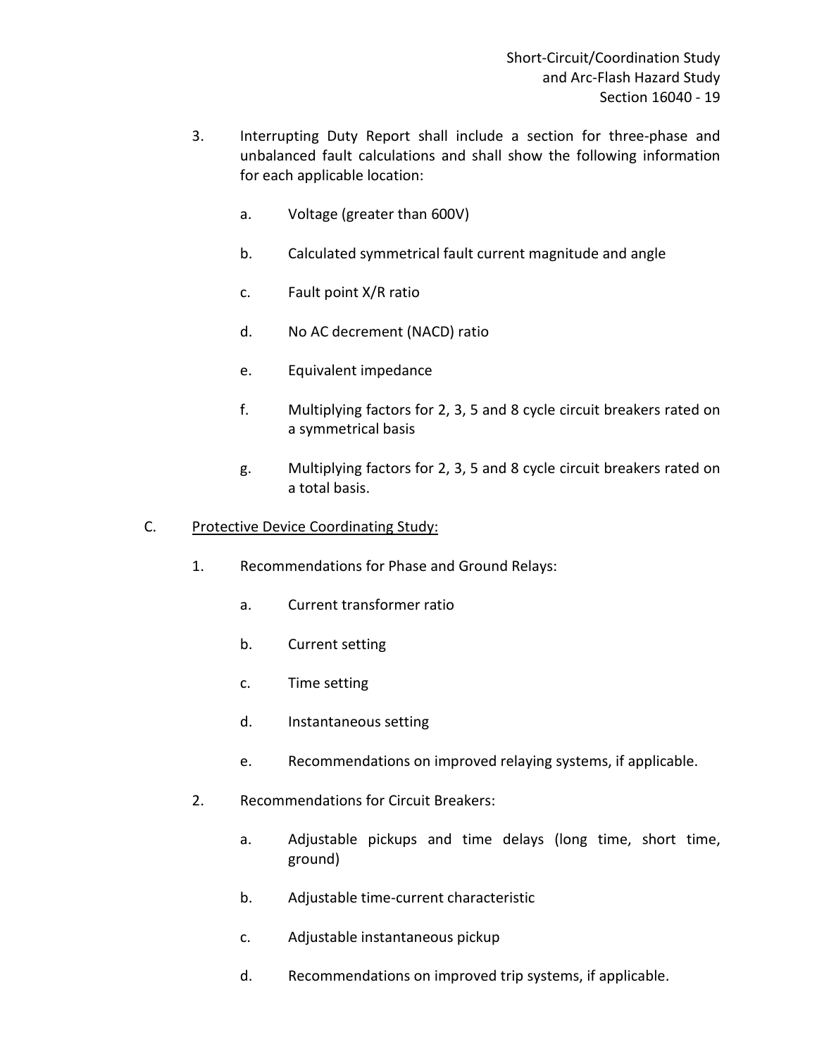3. Interrupting Duty Report shall include a section for three-phase and unbalanced fault calculations and shall show the following information for each applicable location:

    a. Voltage (greater than 600V)

    b. Calculated symmetrical fault current magnitude and angle

    c. Fault point X/R ratio

    d. No AC decrement (NACD) ratio

    e. Equivalent impedance

    f. Multiplying factors for 2, 3, 5 and 8 cycle circuit breakers rated on a symmetrical basis

    g. Multiplying factors for 2, 3, 5 and 8 cycle circuit breakers rated on a total basis.

C. <u>Protective Device Coordinating Study:</u>

1. Recommendations for Phase and Ground Relays:

    a. Current transformer ratio

    b. Current setting

    c. Time setting

    d. Instantaneous setting

    e. Recommendations on improved relaying systems, if applicable.

2. Recommendations for Circuit Breakers:

    a. Adjustable pickups and time delays (long time, short time, ground)

    b. Adjustable time-current characteristic

    c. Adjustable instantaneous pickup

    d. Recommendations on improved trip systems, if applicable.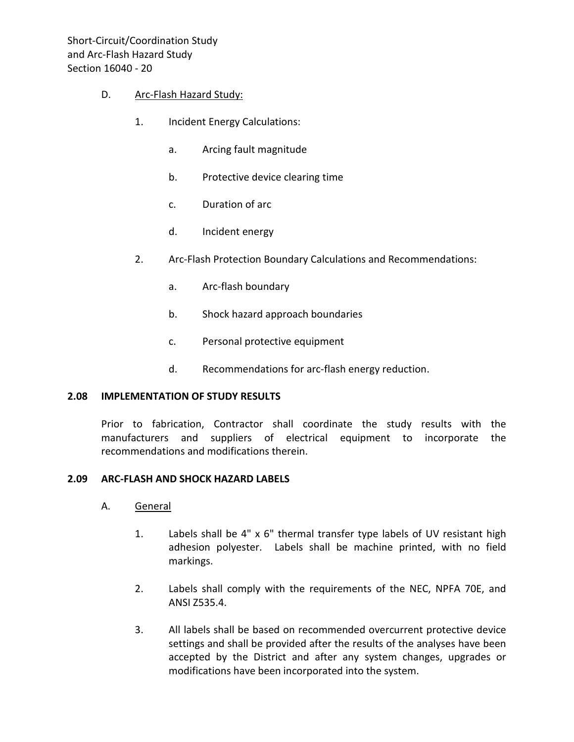D. Arc-Flash Hazard Study:

1. Incident Energy Calculations:

   a. Arcing fault magnitude

   b. Protective device clearing time

   c. Duration of arc

   d. Incident energy

2. Arc-Flash Protection Boundary Calculations and Recommendations:

   a. Arc-flash boundary

   b. Shock hazard approach boundaries

   c. Personal protective equipment

   d. Recommendations for arc-flash energy reduction.

## 2.08 IMPLEMENTATION OF STUDY RESULTS

Prior to fabrication, Contractor shall coordinate the study results with the manufacturers and suppliers of electrical equipment to incorporate the recommendations and modifications therein.

## 2.09 ARC-FLASH AND SHOCK HAZARD LABELS

A. General

1. Labels shall be 4" x 6" thermal transfer type labels of UV resistant high adhesion polyester. Labels shall be machine printed, with no field markings.

2. Labels shall comply with the requirements of the NEC, NPFA 70E, and ANSI Z535.4.

3. All labels shall be based on recommended overcurrent protective device settings and shall be provided after the results of the analyses have been accepted by the District and after any system changes, upgrades or modifications have been incorporated into the system.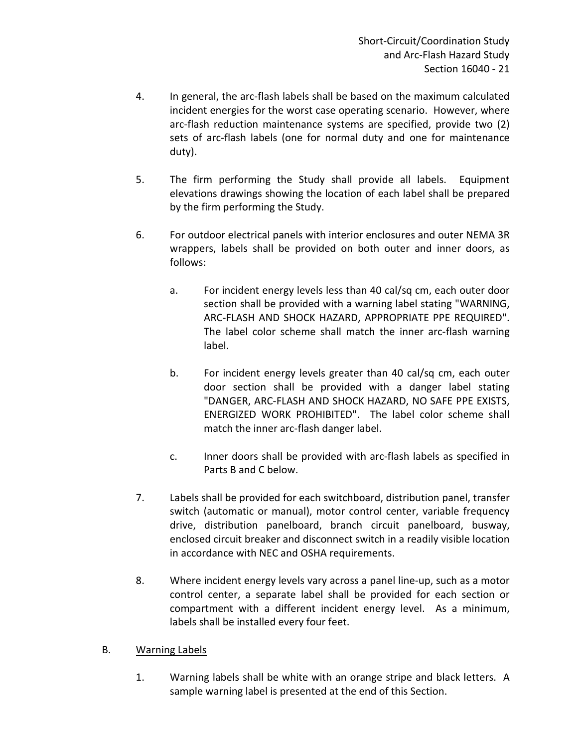4. In general, the arc-flash labels shall be based on the maximum calculated incident energies for the worst case operating scenario. However, where arc-flash reduction maintenance systems are specified, provide two (2) sets of arc-flash labels (one for normal duty and one for maintenance duty).

5. The firm performing the Study shall provide all labels. Equipment elevations drawings showing the location of each label shall be prepared by the firm performing the Study.

6. For outdoor electrical panels with interior enclosures and outer NEMA 3R wrappers, labels shall be provided on both outer and inner doors, as follows:

   a. For incident energy levels less than 40 cal/sq cm, each outer door section shall be provided with a warning label stating "WARNING, ARC-FLASH AND SHOCK HAZARD, APPROPRIATE PPE REQUIRED". The label color scheme shall match the inner arc-flash warning label.

   b. For incident energy levels greater than 40 cal/sq cm, each outer door section shall be provided with a danger label stating "DANGER, ARC-FLASH AND SHOCK HAZARD, NO SAFE PPE EXISTS, ENERGIZED WORK PROHIBITED". The label color scheme shall match the inner arc-flash danger label.

   c. Inner doors shall be provided with arc-flash labels as specified in Parts B and C below.

7. Labels shall be provided for each switchboard, distribution panel, transfer switch (automatic or manual), motor control center, variable frequency drive, distribution panelboard, branch circuit panelboard, busway, enclosed circuit breaker and disconnect switch in a readily visible location in accordance with NEC and OSHA requirements.

8. Where incident energy levels vary across a panel line-up, such as a motor control center, a separate label shall be provided for each section or compartment with a different incident energy level. As a minimum, labels shall be installed every four feet.

B. <u>Warning Labels</u>

1. Warning labels shall be white with an orange stripe and black letters. A sample warning label is presented at the end of this Section.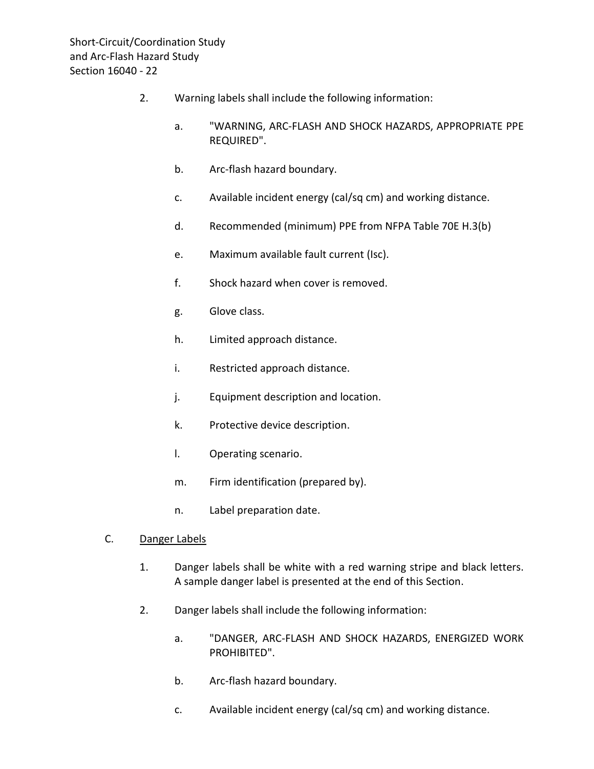2. Warning labels shall include the following information:

   a. "WARNING, ARC-FLASH AND SHOCK HAZARDS, APPROPRIATE PPE REQUIRED".

   b. Arc-flash hazard boundary.

   c. Available incident energy (cal/sq cm) and working distance.

   d. Recommended (minimum) PPE from NFPA Table 70E H.3(b)

   e. Maximum available fault current (Isc).

   f. Shock hazard when cover is removed.

   g. Glove class.

   h. Limited approach distance.

   i. Restricted approach distance.

   j. Equipment description and location.

   k. Protective device description.

   l. Operating scenario.

   m. Firm identification (prepared by).

   n. Label preparation date.

C. Danger Labels

1. Danger labels shall be white with a red warning stripe and black letters. A sample danger label is presented at the end of this Section.

2. Danger labels shall include the following information:

   a. "DANGER, ARC-FLASH AND SHOCK HAZARDS, ENERGIZED WORK PROHIBITED".

   b. Arc-flash hazard boundary.

   c. Available incident energy (cal/sq cm) and working distance.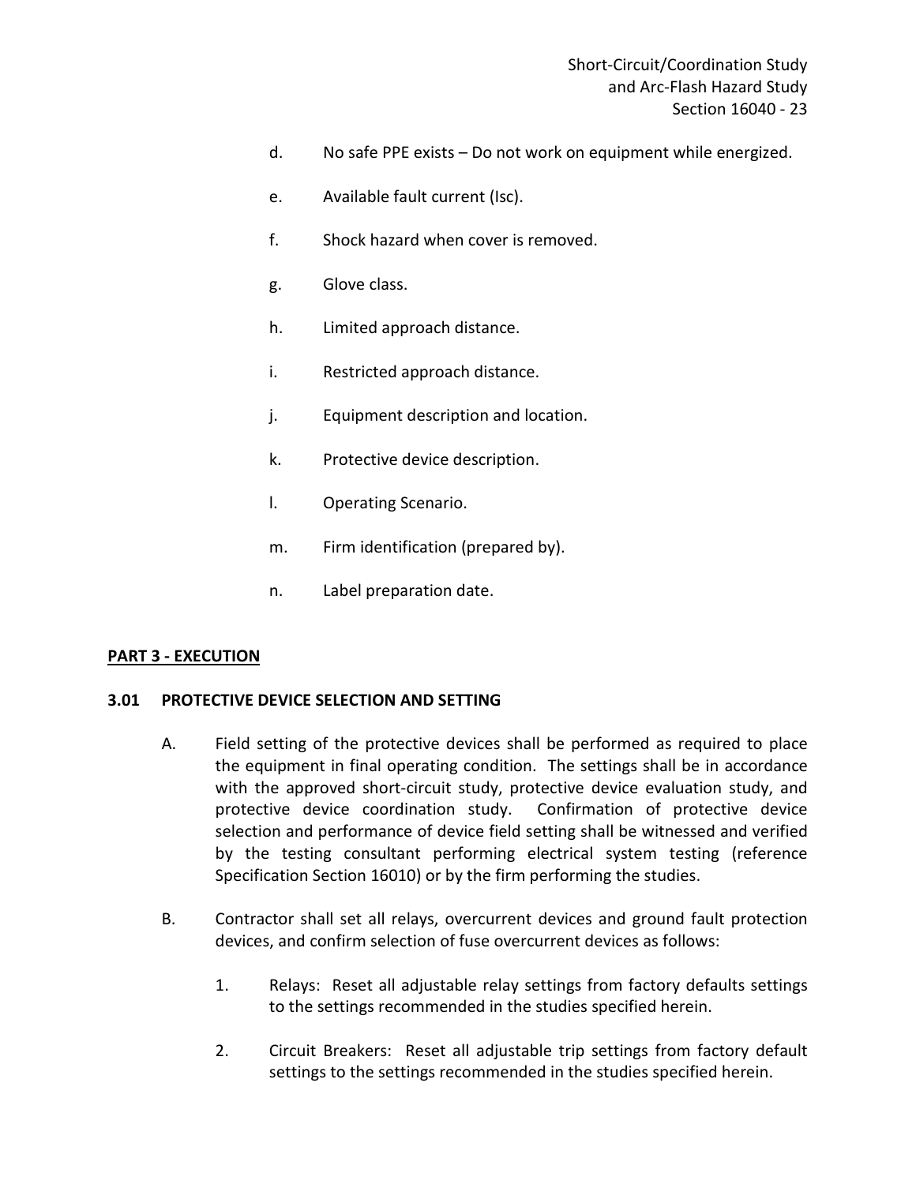d. No safe PPE exists – Do not work on equipment while energized.

e. Available fault current (Isc).

f. Shock hazard when cover is removed.

g. Glove class.

h. Limited approach distance.

i. Restricted approach distance.

j. Equipment description and location.

k. Protective device description.

l. Operating Scenario.

m. Firm identification (prepared by).

n. Label preparation date.

## PART 3 - EXECUTION

### 3.01 PROTECTIVE DEVICE SELECTION AND SETTING

A. Field setting of the protective devices shall be performed as required to place the equipment in final operating condition. The settings shall be in accordance with the approved short-circuit study, protective device evaluation study, and protective device coordination study. Confirmation of protective device selection and performance of device field setting shall be witnessed and verified by the testing consultant performing electrical system testing (reference Specification Section 16010) or by the firm performing the studies.

B. Contractor shall set all relays, overcurrent devices and ground fault protection devices, and confirm selection of fuse overcurrent devices as follows:

1. Relays: Reset all adjustable relay settings from factory defaults settings to the settings recommended in the studies specified herein.

2. Circuit Breakers: Reset all adjustable trip settings from factory default settings to the settings recommended in the studies specified herein.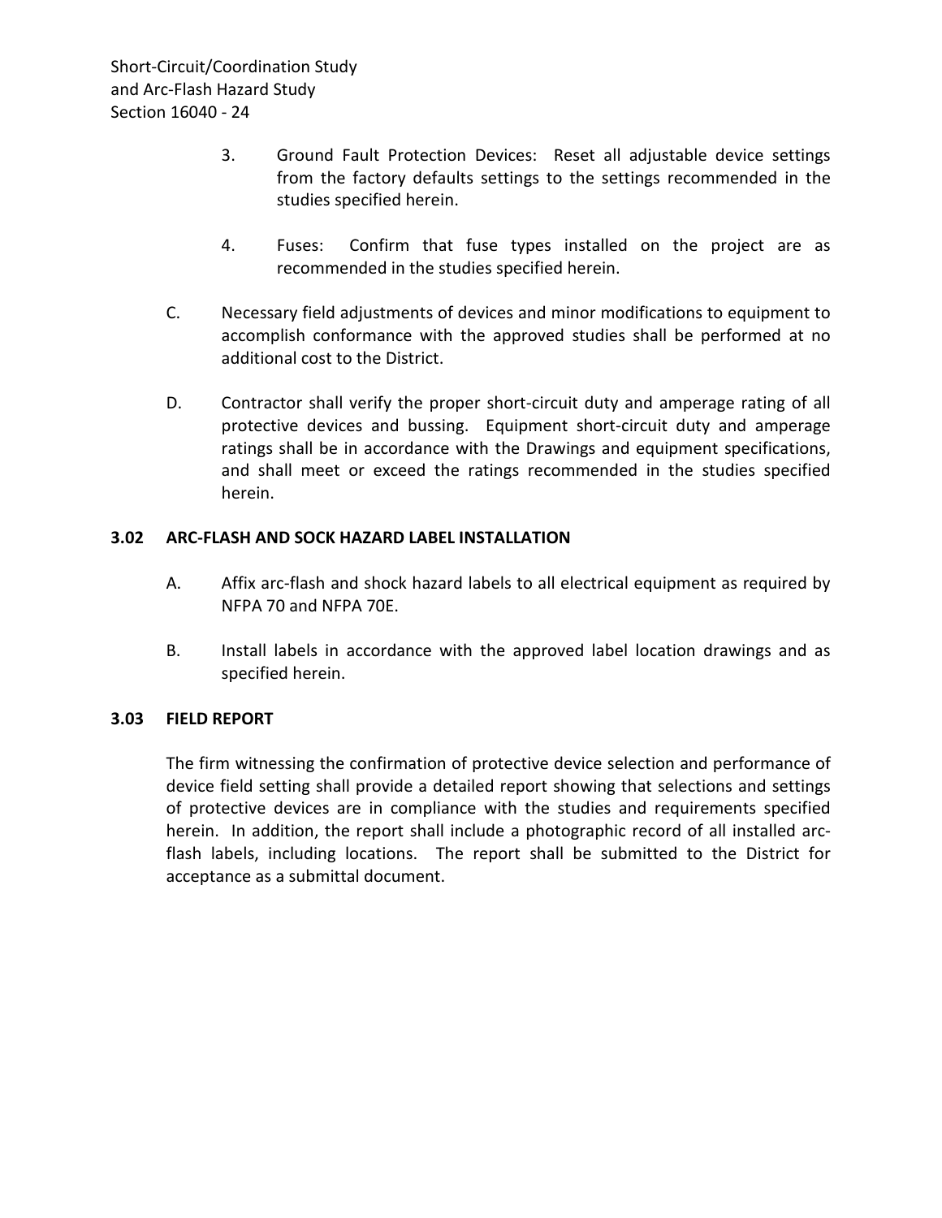3. Ground Fault Protection Devices: Reset all adjustable device settings from the factory defaults settings to the settings recommended in the studies specified herein.

4. Fuses: Confirm that fuse types installed on the project are as recommended in the studies specified herein.

C. Necessary field adjustments of devices and minor modifications to equipment to accomplish conformance with the approved studies shall be performed at no additional cost to the District.

D. Contractor shall verify the proper short-circuit duty and amperage rating of all protective devices and bussing. Equipment short-circuit duty and amperage ratings shall be in accordance with the Drawings and equipment specifications, and shall meet or exceed the ratings recommended in the studies specified herein.

### 3.02 ARC-FLASH AND SOCK HAZARD LABEL INSTALLATION

A. Affix arc-flash and shock hazard labels to all electrical equipment as required by NFPA 70 and NFPA 70E.

B. Install labels in accordance with the approved label location drawings and as specified herein.

### 3.03 FIELD REPORT

The firm witnessing the confirmation of protective device selection and performance of device field setting shall provide a detailed report showing that selections and settings of protective devices are in compliance with the studies and requirements specified herein. In addition, the report shall include a photographic record of all installed arc-flash labels, including locations. The report shall be submitted to the District for acceptance as a submittal document.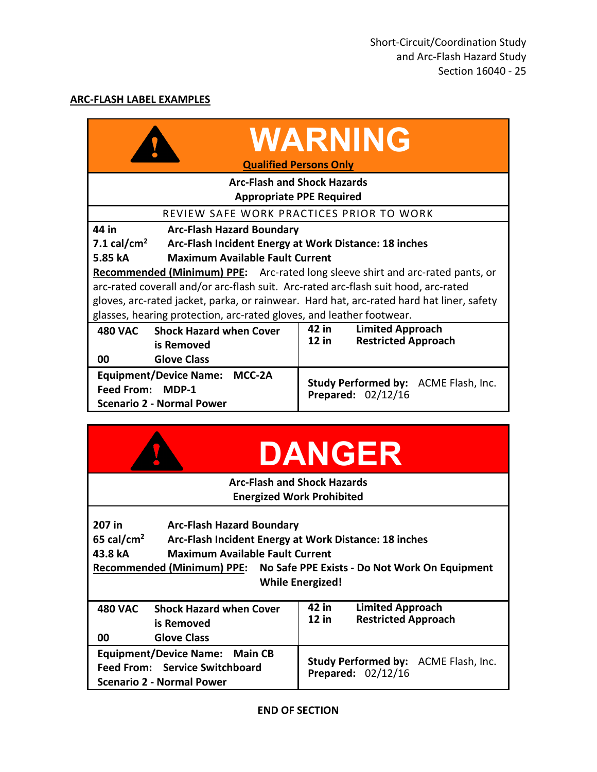**ARC-FLASH LABEL EXAMPLES**

**WARNING**

**Qualified Persons Only**

**Arc-Flash and Shock Hazards**
**Appropriate PPE Required**

REVIEW SAFE WORK PRACTICES PRIOR TO WORK

**44 in** **Arc-Flash Hazard Boundary**
**7.1 cal/cm²** **Arc-Flash Incident Energy at Work Distance: 18 inches**
**5.85 kA** **Maximum Available Fault Current**

**Recommended (Minimum) PPE:** Arc-rated long sleeve shirt and arc-rated pants, or arc-rated coverall and/or arc-flash suit. Arc-rated arc-flash suit hood, arc-rated gloves, arc-rated jacket, parka, or rainwear. Hard hat, arc-rated hard hat liner, safety glasses, hearing protection, arc-rated gloves, and leather footwear.

| | |
|---|---|
| **480 VAC** **Shock Hazard when Cover is Removed**<br>**00** **Glove Class** | **42 in** **Limited Approach**<br>**12 in** **Restricted Approach** |
| **Equipment/Device Name:** **MCC-2A**<br>**Feed From:** **MDP-1**<br>**Scenario 2 - Normal Power** | **Study Performed by:** ACME Flash, Inc.<br>**Prepared:** 02/12/16 |

**DANGER**

**Arc-Flash and Shock Hazards**
**Energized Work Prohibited**

**207 in** **Arc-Flash Hazard Boundary**
**65 cal/cm²** **Arc-Flash Incident Energy at Work Distance: 18 inches**
**43.8 kA** **Maximum Available Fault Current**

**Recommended (Minimum) PPE:** **No Safe PPE Exists - Do Not Work On Equipment While Energized!**

| | |
|---|---|
| **480 VAC** **Shock Hazard when Cover is Removed**<br>**00** **Glove Class** | **42 in** **Limited Approach**<br>**12 in** **Restricted Approach** |
| **Equipment/Device Name:** **Main CB**<br>**Feed From:** **Service Switchboard**<br>**Scenario 2 - Normal Power** | **Study Performed by:** ACME Flash, Inc.<br>**Prepared:** 02/12/16 |

**END OF SECTION**